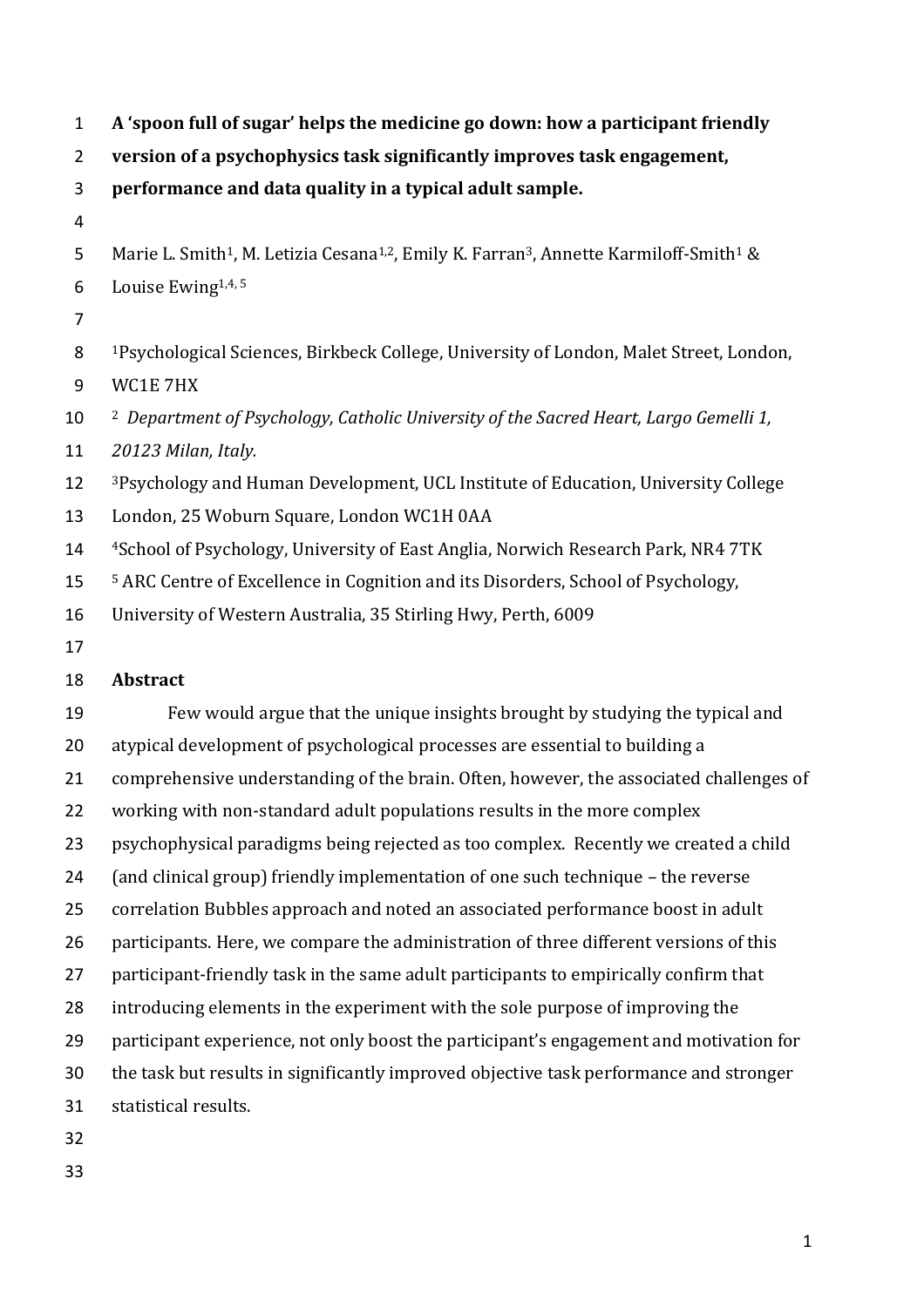# A 'spoon full of sugar' helps the medicine go down: how a participant friendly version of a psychophysics task significantly improves task engagement, performance and data quality in a typical adult sample.

Marie L. Smith[1], M. Letizia Cesana[1,2], Emily K. Farran[3], Annette Karmiloff-Smith[1] & Louise Ewing[1,4,5]

[1]Psychological Sciences, Birkbeck College, University of London, Malet Street, London, WC1E 7HX

[2] *Department of Psychology, Catholic University of the Sacred Heart, Largo Gemelli 1, 20123 Milan, Italy.*

[3]Psychology and Human Development, UCL Institute of Education, University College London, 25 Woburn Square, London WC1H 0AA

[4]School of Psychology, University of East Anglia, Norwich Research Park, NR4 7TK

[5] ARC Centre of Excellence in Cognition and its Disorders, School of Psychology, University of Western Australia, 35 Stirling Hwy, Perth, 6009

## Abstract

Few would argue that the unique insights brought by studying the typical and atypical development of psychological processes are essential to building a comprehensive understanding of the brain. Often, however, the associated challenges of working with non-standard adult populations results in the more complex psychophysical paradigms being rejected as too complex. Recently we created a child (and clinical group) friendly implementation of one such technique – the reverse correlation Bubbles approach and noted an associated performance boost in adult participants. Here, we compare the administration of three different versions of this participant-friendly task in the same adult participants to empirically confirm that introducing elements in the experiment with the sole purpose of improving the participant experience, not only boost the participant's engagement and motivation for the task but results in significantly improved objective task performance and stronger statistical results.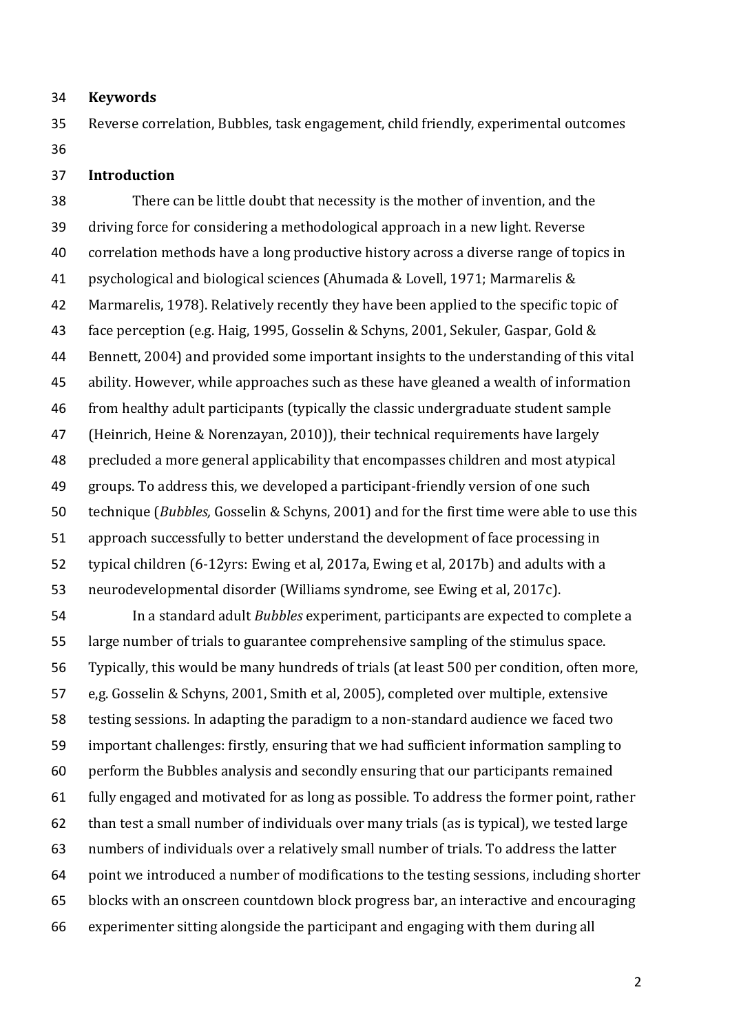**Keywords**

Reverse correlation, Bubbles, task engagement, child friendly, experimental outcomes

## Introduction

There can be little doubt that necessity is the mother of invention, and the driving force for considering a methodological approach in a new light. Reverse correlation methods have a long productive history across a diverse range of topics in psychological and biological sciences (Ahumada & Lovell, 1971; Marmarelis & Marmarelis, 1978). Relatively recently they have been applied to the specific topic of face perception (e.g. Haig, 1995, Gosselin & Schyns, 2001, Sekuler, Gaspar, Gold & Bennett, 2004) and provided some important insights to the understanding of this vital ability. However, while approaches such as these have gleaned a wealth of information from healthy adult participants (typically the classic undergraduate student sample (Heinrich, Heine & Norenzayan, 2010)), their technical requirements have largely precluded a more general applicability that encompasses children and most atypical groups. To address this, we developed a participant-friendly version of one such technique (*Bubbles,* Gosselin & Schyns, 2001) and for the first time were able to use this approach successfully to better understand the development of face processing in typical children (6-12yrs: Ewing et al, 2017a, Ewing et al, 2017b) and adults with a neurodevelopmental disorder (Williams syndrome, see Ewing et al, 2017c).

In a standard adult *Bubbles* experiment, participants are expected to complete a large number of trials to guarantee comprehensive sampling of the stimulus space. Typically, this would be many hundreds of trials (at least 500 per condition, often more, e,g. Gosselin & Schyns, 2001, Smith et al, 2005), completed over multiple, extensive testing sessions. In adapting the paradigm to a non-standard audience we faced two important challenges: firstly, ensuring that we had sufficient information sampling to perform the Bubbles analysis and secondly ensuring that our participants remained fully engaged and motivated for as long as possible. To address the former point, rather than test a small number of individuals over many trials (as is typical), we tested large numbers of individuals over a relatively small number of trials. To address the latter point we introduced a number of modifications to the testing sessions, including shorter blocks with an onscreen countdown block progress bar, an interactive and encouraging experimenter sitting alongside the participant and engaging with them during all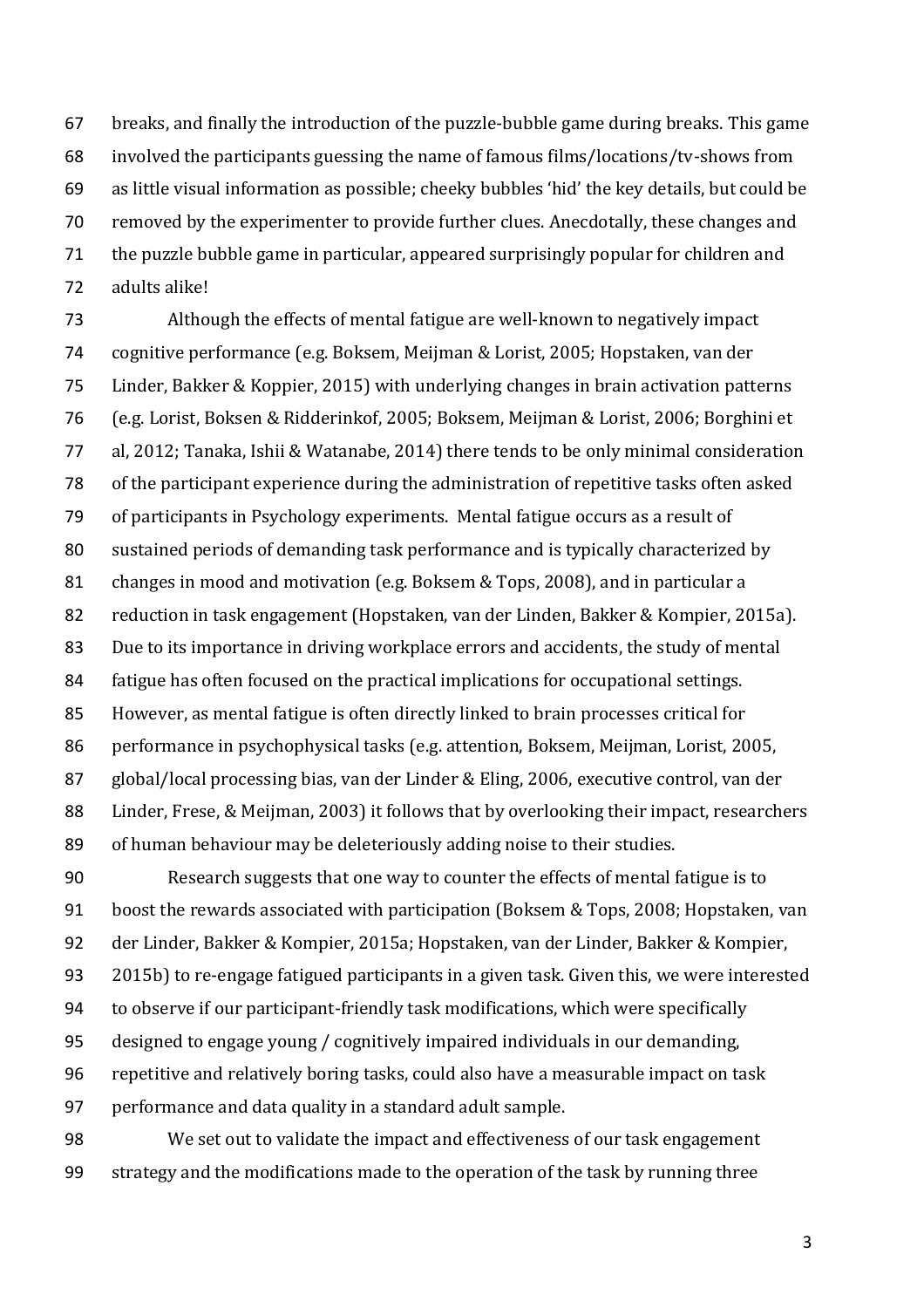breaks, and finally the introduction of the puzzle-bubble game during breaks. This game involved the participants guessing the name of famous films/locations/tv-shows from as little visual information as possible; cheeky bubbles 'hid' the key details, but could be removed by the experimenter to provide further clues. Anecdotally, these changes and the puzzle bubble game in particular, appeared surprisingly popular for children and adults alike!

Although the effects of mental fatigue are well-known to negatively impact cognitive performance (e.g. Boksem, Meijman & Lorist, 2005; Hopstaken, van der Linder, Bakker & Koppier, 2015) with underlying changes in brain activation patterns (e.g. Lorist, Boksen & Ridderinkof, 2005; Boksem, Meijman & Lorist, 2006; Borghini et al, 2012; Tanaka, Ishii & Watanabe, 2014) there tends to be only minimal consideration of the participant experience during the administration of repetitive tasks often asked of participants in Psychology experiments. Mental fatigue occurs as a result of sustained periods of demanding task performance and is typically characterized by changes in mood and motivation (e.g. Boksem & Tops, 2008), and in particular a reduction in task engagement (Hopstaken, van der Linden, Bakker & Kompier, 2015a). Due to its importance in driving workplace errors and accidents, the study of mental fatigue has often focused on the practical implications for occupational settings. However, as mental fatigue is often directly linked to brain processes critical for performance in psychophysical tasks (e.g. attention, Boksem, Meijman, Lorist, 2005, global/local processing bias, van der Linder & Eling, 2006, executive control, van der Linder, Frese, & Meijman, 2003) it follows that by overlooking their impact, researchers of human behaviour may be deleteriously adding noise to their studies.

Research suggests that one way to counter the effects of mental fatigue is to boost the rewards associated with participation (Boksem & Tops, 2008; Hopstaken, van der Linder, Bakker & Kompier, 2015a; Hopstaken, van der Linder, Bakker & Kompier, 2015b) to re-engage fatigued participants in a given task. Given this, we were interested to observe if our participant-friendly task modifications, which were specifically designed to engage young / cognitively impaired individuals in our demanding, repetitive and relatively boring tasks, could also have a measurable impact on task performance and data quality in a standard adult sample.

We set out to validate the impact and effectiveness of our task engagement strategy and the modifications made to the operation of the task by running three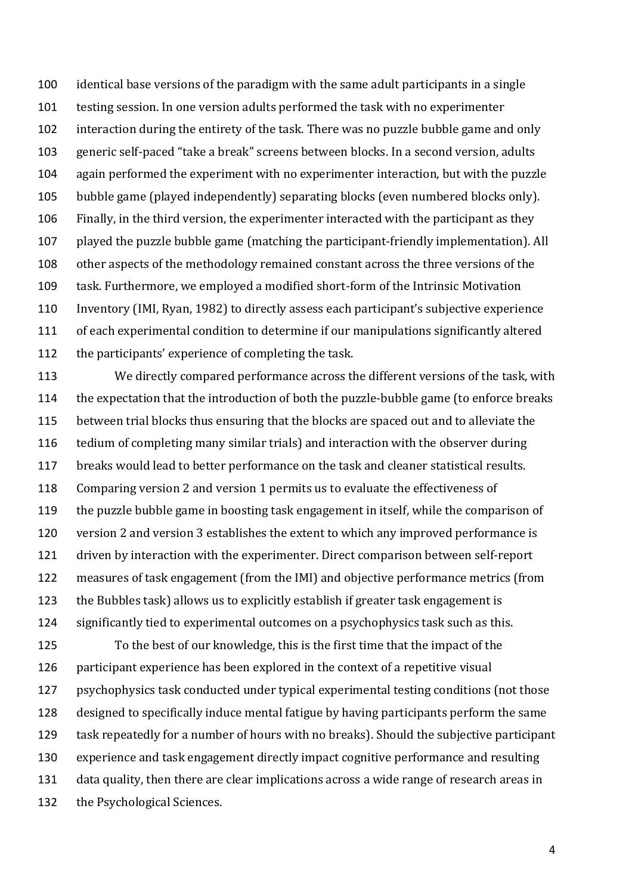identical base versions of the paradigm with the same adult participants in a single testing session. In one version adults performed the task with no experimenter interaction during the entirety of the task. There was no puzzle bubble game and only generic self-paced "take a break" screens between blocks. In a second version, adults again performed the experiment with no experimenter interaction, but with the puzzle bubble game (played independently) separating blocks (even numbered blocks only). Finally, in the third version, the experimenter interacted with the participant as they played the puzzle bubble game (matching the participant-friendly implementation). All other aspects of the methodology remained constant across the three versions of the task. Furthermore, we employed a modified short-form of the Intrinsic Motivation Inventory (IMI, Ryan, 1982) to directly assess each participant's subjective experience of each experimental condition to determine if our manipulations significantly altered the participants' experience of completing the task.

We directly compared performance across the different versions of the task, with the expectation that the introduction of both the puzzle-bubble game (to enforce breaks between trial blocks thus ensuring that the blocks are spaced out and to alleviate the tedium of completing many similar trials) and interaction with the observer during breaks would lead to better performance on the task and cleaner statistical results. Comparing version 2 and version 1 permits us to evaluate the effectiveness of the puzzle bubble game in boosting task engagement in itself, while the comparison of version 2 and version 3 establishes the extent to which any improved performance is driven by interaction with the experimenter. Direct comparison between self-report measures of task engagement (from the IMI) and objective performance metrics (from the Bubbles task) allows us to explicitly establish if greater task engagement is significantly tied to experimental outcomes on a psychophysics task such as this.

To the best of our knowledge, this is the first time that the impact of the participant experience has been explored in the context of a repetitive visual psychophysics task conducted under typical experimental testing conditions (not those designed to specifically induce mental fatigue by having participants perform the same task repeatedly for a number of hours with no breaks). Should the subjective participant experience and task engagement directly impact cognitive performance and resulting data quality, then there are clear implications across a wide range of research areas in the Psychological Sciences.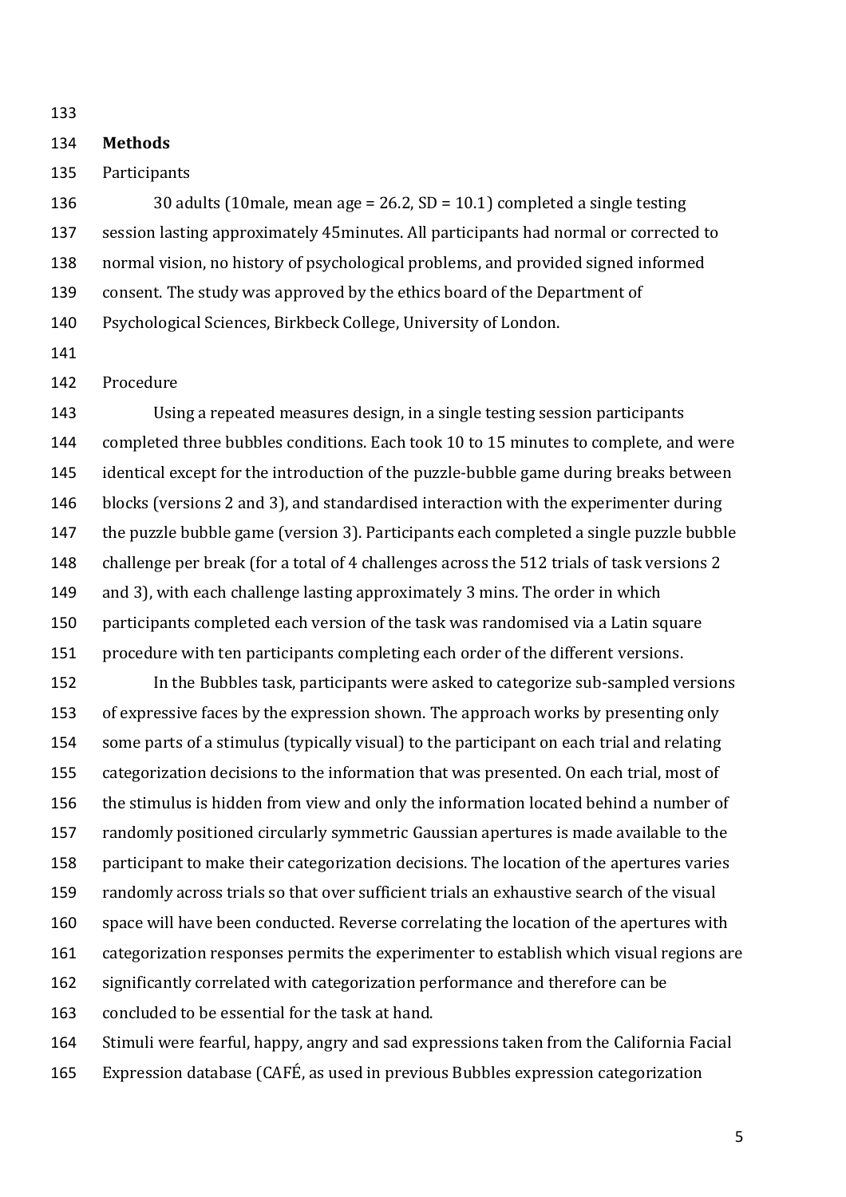## Methods

Participants

30 adults (10male, mean age = 26.2, SD = 10.1) completed a single testing session lasting approximately 45minutes. All participants had normal or corrected to normal vision, no history of psychological problems, and provided signed informed consent. The study was approved by the ethics board of the Department of Psychological Sciences, Birkbeck College, University of London.

Procedure

Using a repeated measures design, in a single testing session participants completed three bubbles conditions. Each took 10 to 15 minutes to complete, and were identical except for the introduction of the puzzle-bubble game during breaks between blocks (versions 2 and 3), and standardised interaction with the experimenter during the puzzle bubble game (version 3). Participants each completed a single puzzle bubble challenge per break (for a total of 4 challenges across the 512 trials of task versions 2 and 3), with each challenge lasting approximately 3 mins. The order in which participants completed each version of the task was randomised via a Latin square procedure with ten participants completing each order of the different versions.

In the Bubbles task, participants were asked to categorize sub-sampled versions of expressive faces by the expression shown. The approach works by presenting only some parts of a stimulus (typically visual) to the participant on each trial and relating categorization decisions to the information that was presented. On each trial, most of the stimulus is hidden from view and only the information located behind a number of randomly positioned circularly symmetric Gaussian apertures is made available to the participant to make their categorization decisions. The location of the apertures varies randomly across trials so that over sufficient trials an exhaustive search of the visual space will have been conducted. Reverse correlating the location of the apertures with categorization responses permits the experimenter to establish which visual regions are significantly correlated with categorization performance and therefore can be concluded to be essential for the task at hand.

Stimuli were fearful, happy, angry and sad expressions taken from the California Facial Expression database (CAFÉ, as used in previous Bubbles expression categorization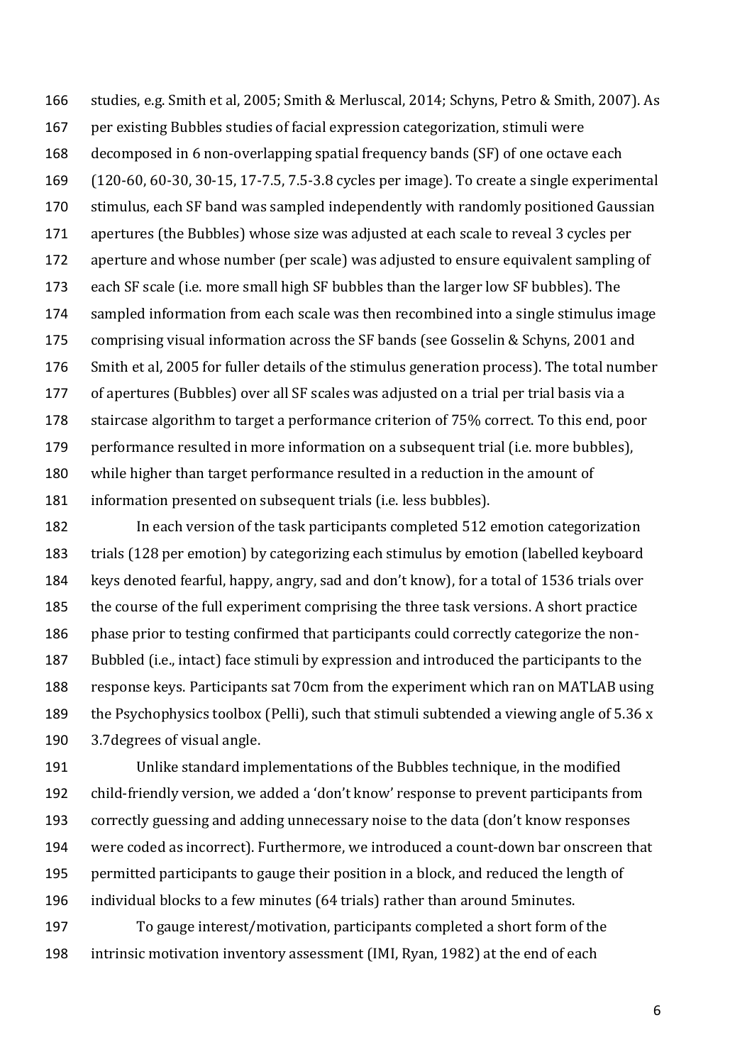studies, e.g. Smith et al, 2005; Smith & Merluscal, 2014; Schyns, Petro & Smith, 2007). As per existing Bubbles studies of facial expression categorization, stimuli were decomposed in 6 non-overlapping spatial frequency bands (SF) of one octave each (120-60, 60-30, 30-15, 17-7.5, 7.5-3.8 cycles per image). To create a single experimental stimulus, each SF band was sampled independently with randomly positioned Gaussian apertures (the Bubbles) whose size was adjusted at each scale to reveal 3 cycles per aperture and whose number (per scale) was adjusted to ensure equivalent sampling of each SF scale (i.e. more small high SF bubbles than the larger low SF bubbles). The sampled information from each scale was then recombined into a single stimulus image comprising visual information across the SF bands (see Gosselin & Schyns, 2001 and Smith et al, 2005 for fuller details of the stimulus generation process). The total number of apertures (Bubbles) over all SF scales was adjusted on a trial per trial basis via a staircase algorithm to target a performance criterion of 75% correct. To this end, poor performance resulted in more information on a subsequent trial (i.e. more bubbles), while higher than target performance resulted in a reduction in the amount of information presented on subsequent trials (i.e. less bubbles).

In each version of the task participants completed 512 emotion categorization trials (128 per emotion) by categorizing each stimulus by emotion (labelled keyboard keys denoted fearful, happy, angry, sad and don't know), for a total of 1536 trials over the course of the full experiment comprising the three task versions. A short practice phase prior to testing confirmed that participants could correctly categorize the non-Bubbled (i.e., intact) face stimuli by expression and introduced the participants to the response keys. Participants sat 70cm from the experiment which ran on MATLAB using the Psychophysics toolbox (Pelli), such that stimuli subtended a viewing angle of 5.36 x 3.7degrees of visual angle.

Unlike standard implementations of the Bubbles technique, in the modified child-friendly version, we added a 'don't know' response to prevent participants from correctly guessing and adding unnecessary noise to the data (don't know responses were coded as incorrect). Furthermore, we introduced a count-down bar onscreen that permitted participants to gauge their position in a block, and reduced the length of individual blocks to a few minutes (64 trials) rather than around 5minutes.

To gauge interest/motivation, participants completed a short form of the intrinsic motivation inventory assessment (IMI, Ryan, 1982) at the end of each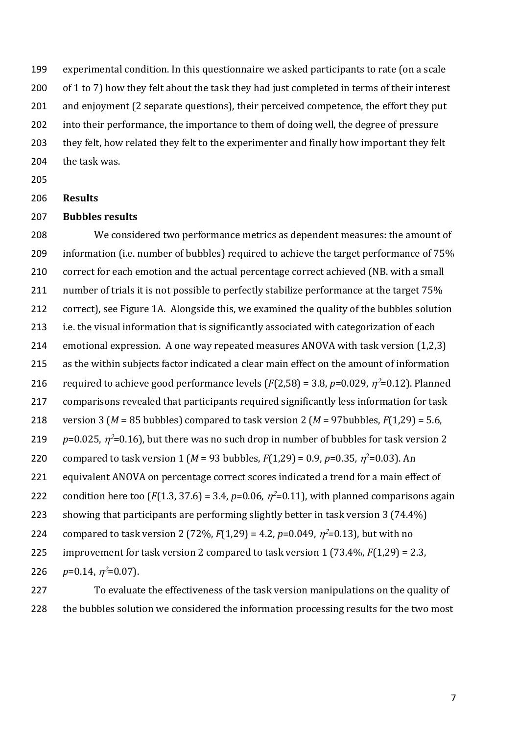experimental condition. In this questionnaire we asked participants to rate (on a scale of 1 to 7) how they felt about the task they had just completed in terms of their interest and enjoyment (2 separate questions), their perceived competence, the effort they put into their performance, the importance to them of doing well, the degree of pressure they felt, how related they felt to the experimenter and finally how important they felt the task was.

## Results

### Bubbles results

We considered two performance metrics as dependent measures: the amount of information (i.e. number of bubbles) required to achieve the target performance of 75% correct for each emotion and the actual percentage correct achieved (NB. with a small number of trials it is not possible to perfectly stabilize performance at the target 75% correct), see Figure 1A. Alongside this, we examined the quality of the bubbles solution i.e. the visual information that is significantly associated with categorization of each emotional expression. A one way repeated measures ANOVA with task version (1,2,3) as the within subjects factor indicated a clear main effect on the amount of information required to achieve good performance levels ($F(2,58) = 3.8$, $p=0.029$, $\eta^2=0.12$). Planned comparisons revealed that participants required significantly less information for task version 3 ($M$ = 85 bubbles) compared to task version 2 ($M$ = 97bubbles, $F(1,29) = 5.6$, $p=0.025$, $\eta^2=0.16$), but there was no such drop in number of bubbles for task version 2 compared to task version 1 ($M$ = 93 bubbles, $F(1,29) = 0.9$, $p=0.35$, $\eta^2=0.03$). An equivalent ANOVA on percentage correct scores indicated a trend for a main effect of condition here too ($F(1.3, 37.6) = 3.4$, $p=0.06$, $\eta^2=0.11$), with planned comparisons again showing that participants are performing slightly better in task version 3 (74.4%) compared to task version 2 (72%, $F(1,29) = 4.2$, $p=0.049$, $\eta^2=0.13$), but with no improvement for task version 2 compared to task version 1 (73.4%, $F(1,29) = 2.3$, $p=0.14$, $\eta^2=0.07$).

To evaluate the effectiveness of the task version manipulations on the quality of the bubbles solution we considered the information processing results for the two most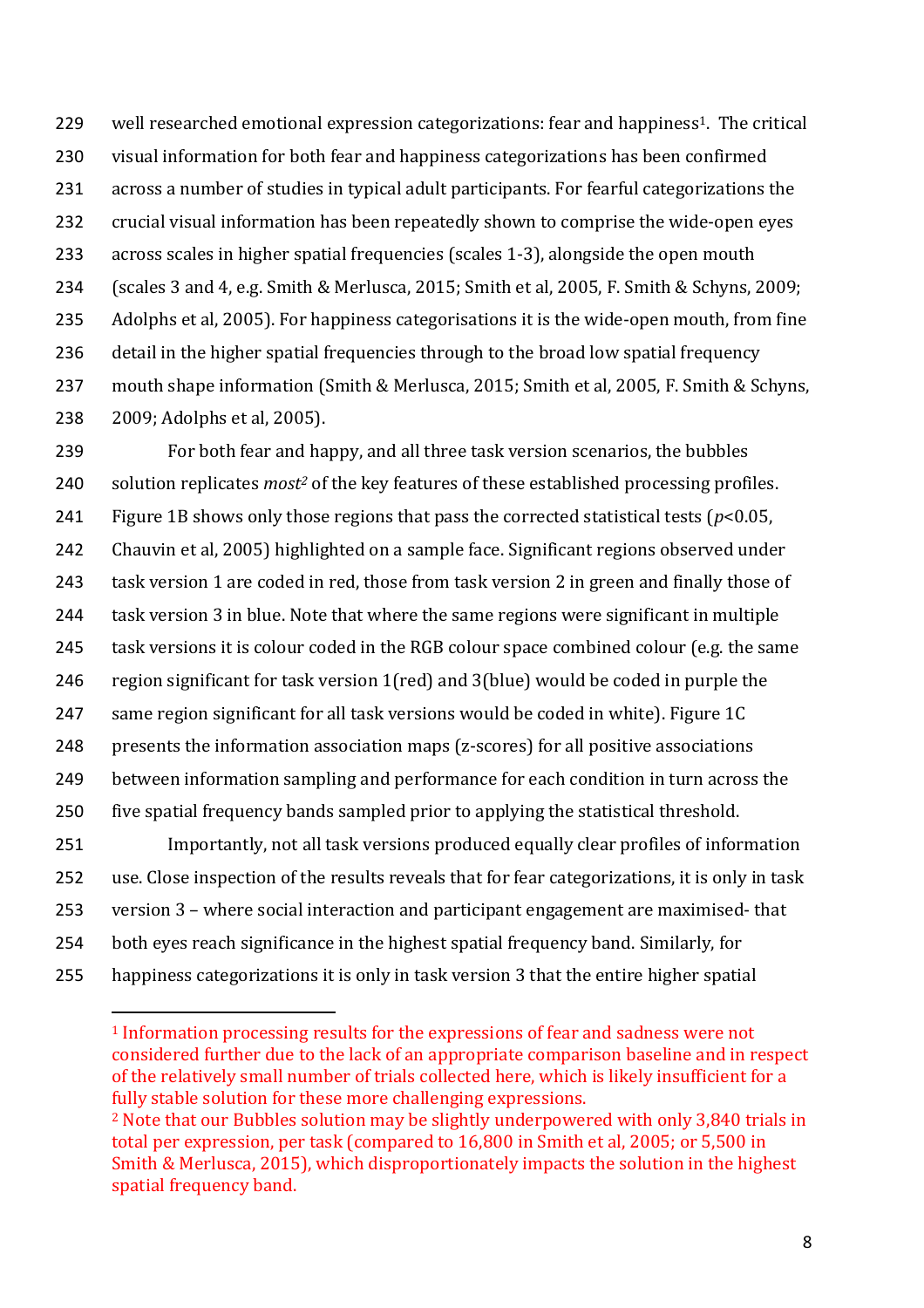well researched emotional expression categorizations: fear and happiness[1]. The critical visual information for both fear and happiness categorizations has been confirmed across a number of studies in typical adult participants. For fearful categorizations the crucial visual information has been repeatedly shown to comprise the wide-open eyes across scales in higher spatial frequencies (scales 1-3), alongside the open mouth (scales 3 and 4, e.g. Smith & Merlusca, 2015; Smith et al, 2005, F. Smith & Schyns, 2009; Adolphs et al, 2005). For happiness categorisations it is the wide-open mouth, from fine detail in the higher spatial frequencies through to the broad low spatial frequency mouth shape information (Smith & Merlusca, 2015; Smith et al, 2005, F. Smith & Schyns, 2009; Adolphs et al, 2005).

For both fear and happy, and all three task version scenarios, the bubbles solution replicates *most*[2] of the key features of these established processing profiles. Figure 1B shows only those regions that pass the corrected statistical tests ($p$<0.05, Chauvin et al, 2005) highlighted on a sample face. Significant regions observed under task version 1 are coded in red, those from task version 2 in green and finally those of task version 3 in blue. Note that where the same regions were significant in multiple task versions it is colour coded in the RGB colour space combined colour (e.g. the same region significant for task version 1(red) and 3(blue) would be coded in purple the same region significant for all task versions would be coded in white). Figure 1C presents the information association maps (z-scores) for all positive associations between information sampling and performance for each condition in turn across the five spatial frequency bands sampled prior to applying the statistical threshold.

Importantly, not all task versions produced equally clear profiles of information use. Close inspection of the results reveals that for fear categorizations, it is only in task version 3 – where social interaction and participant engagement are maximised- that both eyes reach significance in the highest spatial frequency band. Similarly, for happiness categorizations it is only in task version 3 that the entire higher spatial

[1] Information processing results for the expressions of fear and sadness were not considered further due to the lack of an appropriate comparison baseline and in respect of the relatively small number of trials collected here, which is likely insufficient for a fully stable solution for these more challenging expressions.

[2] Note that our Bubbles solution may be slightly underpowered with only 3,840 trials in total per expression, per task (compared to 16,800 in Smith et al, 2005; or 5,500 in Smith & Merlusca, 2015), which disproportionately impacts the solution in the highest spatial frequency band.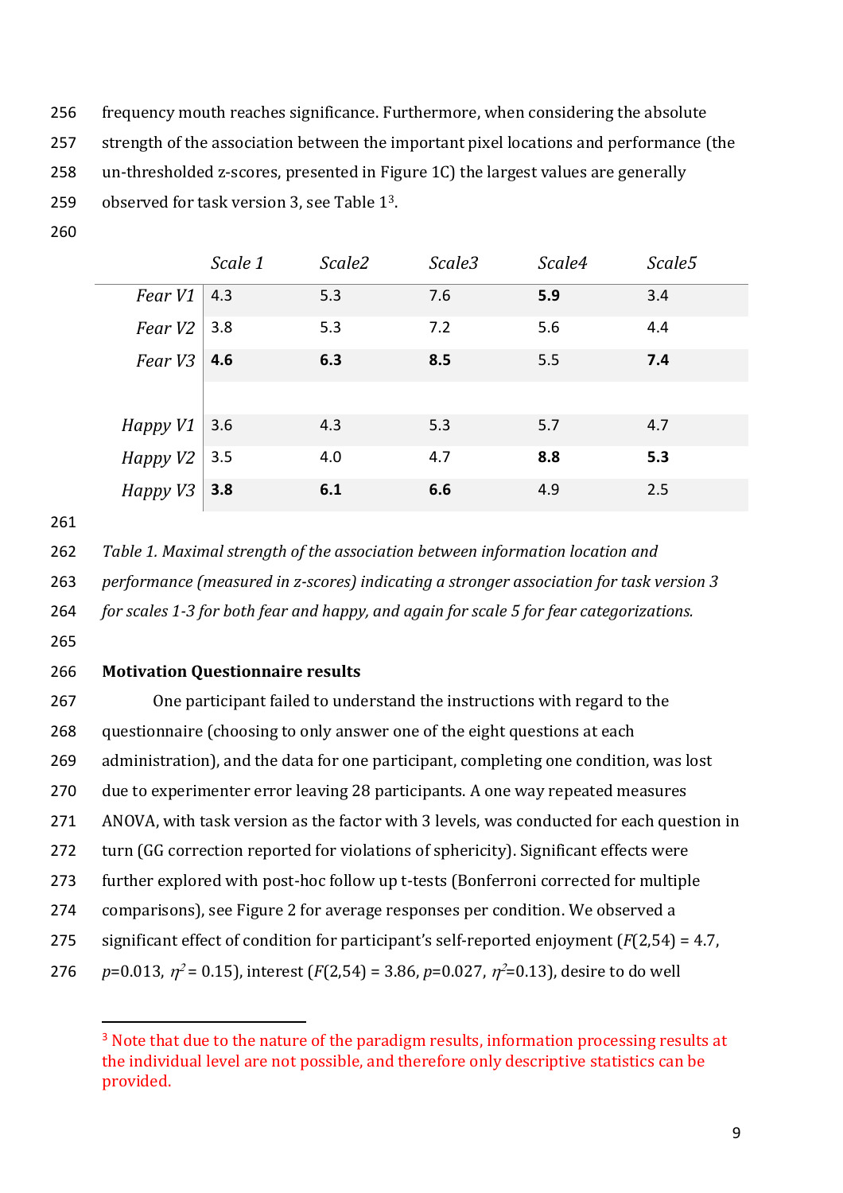frequency mouth reaches significance. Furthermore, when considering the absolute strength of the association between the important pixel locations and performance (the un-thresholded z-scores, presented in Figure 1C) the largest values are generally observed for task version 3, see Table 1[3].

| | *Scale 1* | *Scale2* | *Scale3* | *Scale4* | *Scale5* |
|---|---|---|---|---|---|
| *Fear V1* | 4.3 | 5.3 | 7.6 | **5.9** | 3.4 |
| *Fear V2* | 3.8 | 5.3 | 7.2 | 5.6 | 4.4 |
| *Fear V3* | **4.6** | **6.3** | **8.5** | 5.5 | **7.4** |
| | | | | | |
| *Happy V1* | 3.6 | 4.3 | 5.3 | 5.7 | 4.7 |
| *Happy V2* | 3.5 | 4.0 | 4.7 | **8.8** | **5.3** |
| *Happy V3* | **3.8** | **6.1** | **6.6** | 4.9 | 2.5 |

*Table 1. Maximal strength of the association between information location and performance (measured in z-scores) indicating a stronger association for task version 3 for scales 1-3 for both fear and happy, and again for scale 5 for fear categorizations.*

**Motivation Questionnaire results**

One participant failed to understand the instructions with regard to the questionnaire (choosing to only answer one of the eight questions at each administration), and the data for one participant, completing one condition, was lost due to experimenter error leaving 28 participants. A one way repeated measures ANOVA, with task version as the factor with 3 levels, was conducted for each question in turn (GG correction reported for violations of sphericity). Significant effects were further explored with post-hoc follow up t-tests (Bonferroni corrected for multiple comparisons), see Figure 2 for average responses per condition. We observed a significant effect of condition for participant's self-reported enjoyment ($F(2,54) = 4.7$, $p=0.013$, $\eta^2 = 0.15$), interest ($F(2,54) = 3.86$, $p=0.027$, $\eta^2=0.13$), desire to do well

[3] Note that due to the nature of the paradigm results, information processing results at the individual level are not possible, and therefore only descriptive statistics can be provided.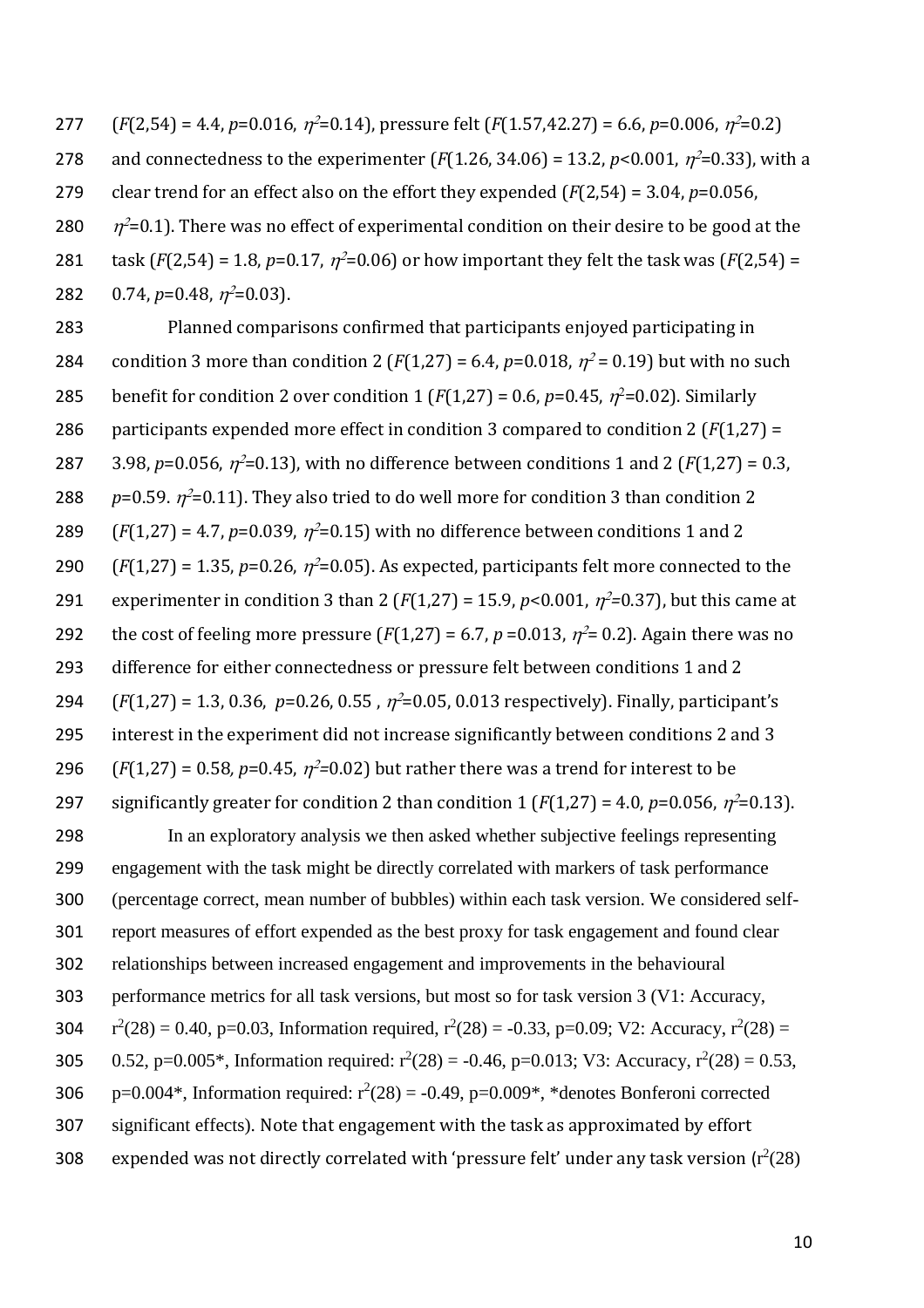($F(2,54) = 4.4$, $p=0.016$, $\eta^2=0.14$), pressure felt ($F(1.57,42.27) = 6.6$, $p=0.006$, $\eta^2=0.2$) and connectedness to the experimenter ($F(1.26, 34.06) = 13.2$, $p<0.001$, $\eta^2=0.33$), with a clear trend for an effect also on the effort they expended ($F(2,54) = 3.04$, $p=0.056$, $\eta^2=0.1$). There was no effect of experimental condition on their desire to be good at the task ($F(2,54) = 1.8$, $p=0.17$, $\eta^2=0.06$) or how important they felt the task was ($F(2,54) = 0.74$, $p=0.48$, $\eta^2=0.03$).

Planned comparisons confirmed that participants enjoyed participating in condition 3 more than condition 2 ($F(1,27) = 6.4$, $p=0.018$, $\eta^2 = 0.19$) but with no such benefit for condition 2 over condition 1 ($F(1,27) = 0.6$, $p=0.45$, $\eta^2=0.02$). Similarly participants expended more effect in condition 3 compared to condition 2 ($F(1,27) = 3.98$, $p=0.056$, $\eta^2=0.13$), with no difference between conditions 1 and 2 ($F(1,27) = 0.3$, $p=0.59$. $\eta^2=0.11$). They also tried to do well more for condition 3 than condition 2 ($F(1,27) = 4.7$, $p=0.039$, $\eta^2=0.15$) with no difference between conditions 1 and 2 ($F(1,27) = 1.35$, $p=0.26$, $\eta^2=0.05$). As expected, participants felt more connected to the experimenter in condition 3 than 2 ($F(1,27) = 15.9$, $p<0.001$, $\eta^2=0.37$), but this came at the cost of feeling more pressure ($F(1,27) = 6.7$, $p = 0.013$, $\eta^2= 0.2$). Again there was no difference for either connectedness or pressure felt between conditions 1 and 2 ($F(1,27) = 1.3, 0.36$, $p=0.26, 0.55$ , $\eta^2=0.05, 0.013$ respectively). Finally, participant's interest in the experiment did not increase significantly between conditions 2 and 3 ($F(1,27) = 0.58$, $p=0.45$, $\eta^2=0.02$) but rather there was a trend for interest to be significantly greater for condition 2 than condition 1 ($F(1,27) = 4.0$, $p=0.056$, $\eta^2=0.13$).

In an exploratory analysis we then asked whether subjective feelings representing engagement with the task might be directly correlated with markers of task performance (percentage correct, mean number of bubbles) within each task version. We considered self-report measures of effort expended as the best proxy for task engagement and found clear relationships between increased engagement and improvements in the behavioural performance metrics for all task versions, but most so for task version 3 (V1: Accuracy, $r^2(28) = 0.40$, p=0.03, Information required, $r^2(28) = -0.33$, p=0.09; V2: Accuracy, $r^2(28) = 0.52$, p=0.005*, Information required: $r^2(28) = -0.46$, p=0.013; V3: Accuracy, $r^2(28) = 0.53$, p=0.004*, Information required: $r^2(28) = -0.49$, p=0.009*, *denotes Bonferoni corrected significant effects). Note that engagement with the task as approximated by effort expended was not directly correlated with 'pressure felt' under any task version ($r^2(28)$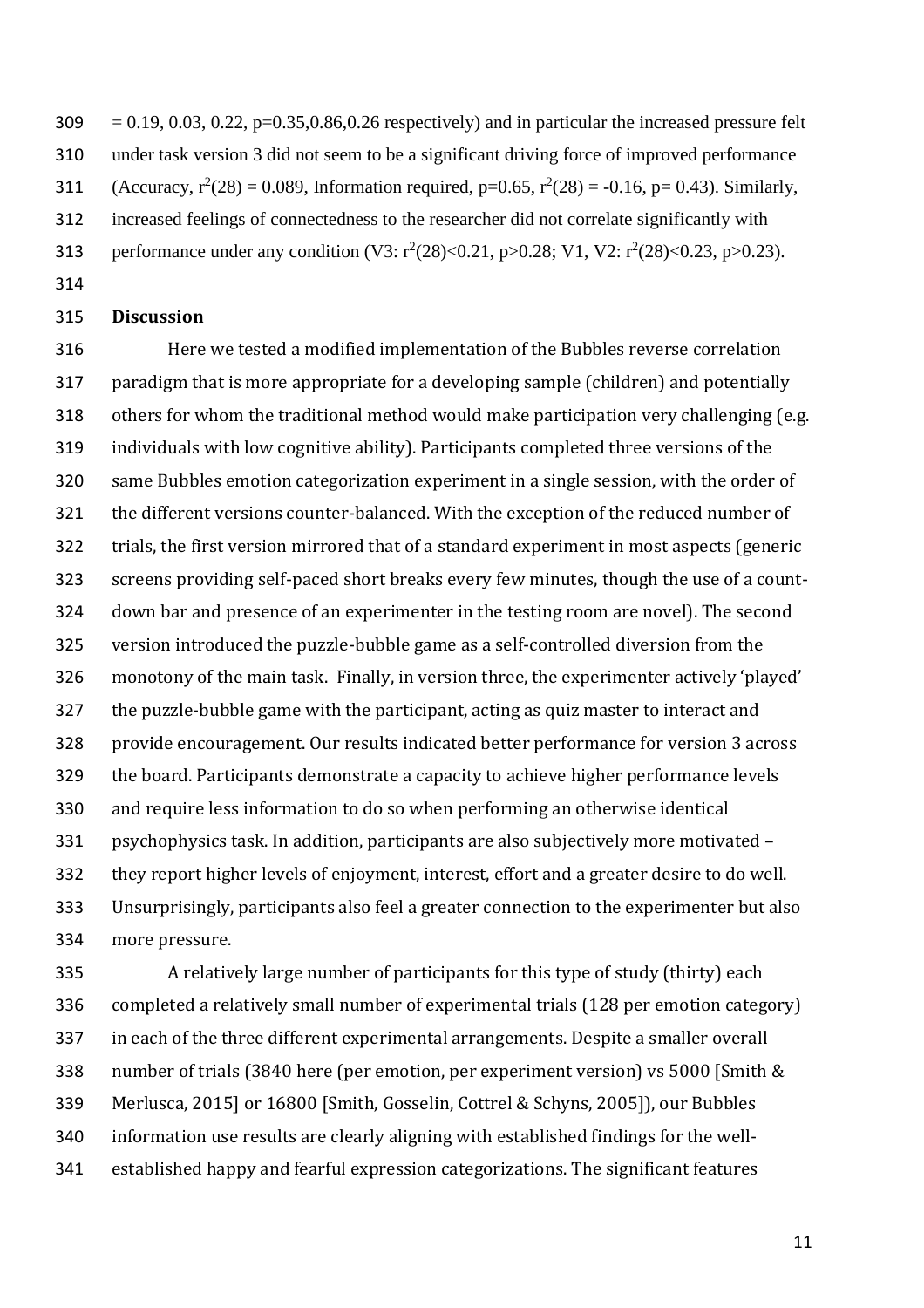= 0.19, 0.03, 0.22, p=0.35,0.86,0.26 respectively) and in particular the increased pressure felt under task version 3 did not seem to be a significant driving force of improved performance (Accuracy, $r^2(28) = 0.089$, Information required, $p=0.65$, $r^2(28) = -0.16$, $p= 0.43$). Similarly, increased feelings of connectedness to the researcher did not correlate significantly with performance under any condition (V3: $r^2(28)<0.21$, $p>0.28$; V1, V2: $r^2(28)<0.23$, $p>0.23$).

## Discussion

Here we tested a modified implementation of the Bubbles reverse correlation paradigm that is more appropriate for a developing sample (children) and potentially others for whom the traditional method would make participation very challenging (e.g. individuals with low cognitive ability). Participants completed three versions of the same Bubbles emotion categorization experiment in a single session, with the order of the different versions counter-balanced. With the exception of the reduced number of trials, the first version mirrored that of a standard experiment in most aspects (generic screens providing self-paced short breaks every few minutes, though the use of a count-down bar and presence of an experimenter in the testing room are novel). The second version introduced the puzzle-bubble game as a self-controlled diversion from the monotony of the main task. Finally, in version three, the experimenter actively 'played' the puzzle-bubble game with the participant, acting as quiz master to interact and provide encouragement. Our results indicated better performance for version 3 across the board. Participants demonstrate a capacity to achieve higher performance levels and require less information to do so when performing an otherwise identical psychophysics task. In addition, participants are also subjectively more motivated – they report higher levels of enjoyment, interest, effort and a greater desire to do well. Unsurprisingly, participants also feel a greater connection to the experimenter but also more pressure.

A relatively large number of participants for this type of study (thirty) each completed a relatively small number of experimental trials (128 per emotion category) in each of the three different experimental arrangements. Despite a smaller overall number of trials (3840 here (per emotion, per experiment version) vs 5000 [Smith & Merlusca, 2015] or 16800 [Smith, Gosselin, Cottrel & Schyns, 2005]), our Bubbles information use results are clearly aligning with established findings for the well-established happy and fearful expression categorizations. The significant features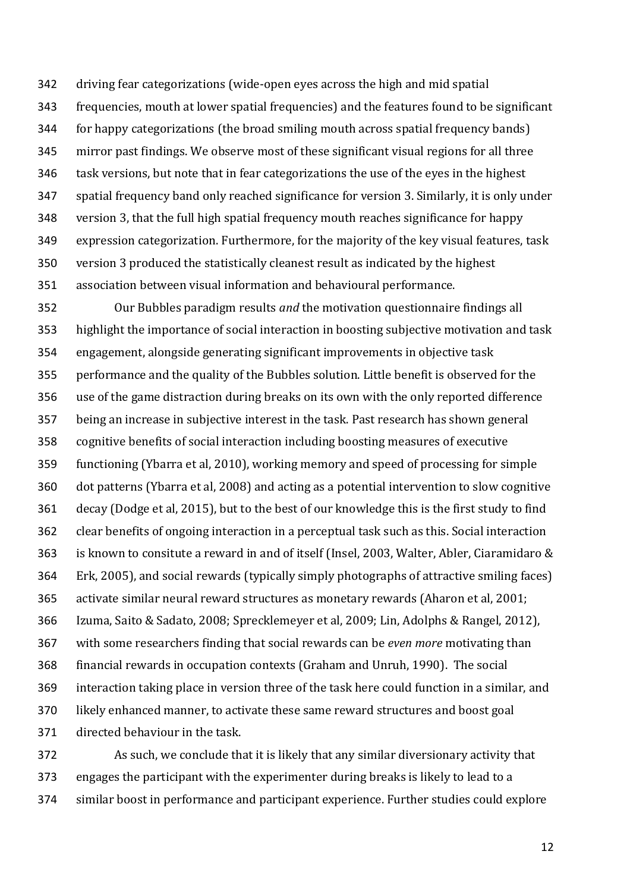driving fear categorizations (wide-open eyes across the high and mid spatial frequencies, mouth at lower spatial frequencies) and the features found to be significant for happy categorizations (the broad smiling mouth across spatial frequency bands) mirror past findings. We observe most of these significant visual regions for all three task versions, but note that in fear categorizations the use of the eyes in the highest spatial frequency band only reached significance for version 3. Similarly, it is only under version 3, that the full high spatial frequency mouth reaches significance for happy expression categorization. Furthermore, for the majority of the key visual features, task version 3 produced the statistically cleanest result as indicated by the highest association between visual information and behavioural performance.

Our Bubbles paradigm results *and* the motivation questionnaire findings all highlight the importance of social interaction in boosting subjective motivation and task engagement, alongside generating significant improvements in objective task performance and the quality of the Bubbles solution. Little benefit is observed for the use of the game distraction during breaks on its own with the only reported difference being an increase in subjective interest in the task. Past research has shown general cognitive benefits of social interaction including boosting measures of executive functioning (Ybarra et al, 2010), working memory and speed of processing for simple dot patterns (Ybarra et al, 2008) and acting as a potential intervention to slow cognitive decay (Dodge et al, 2015), but to the best of our knowledge this is the first study to find clear benefits of ongoing interaction in a perceptual task such as this. Social interaction is known to consitute a reward in and of itself (Insel, 2003, Walter, Abler, Ciaramidaro & Erk, 2005), and social rewards (typically simply photographs of attractive smiling faces) activate similar neural reward structures as monetary rewards (Aharon et al, 2001; Izuma, Saito & Sadato, 2008; Sprecklemeyer et al, 2009; Lin, Adolphs & Rangel, 2012), with some researchers finding that social rewards can be *even more* motivating than financial rewards in occupation contexts (Graham and Unruh, 1990). The social interaction taking place in version three of the task here could function in a similar, and likely enhanced manner, to activate these same reward structures and boost goal directed behaviour in the task.

As such, we conclude that it is likely that any similar diversionary activity that engages the participant with the experimenter during breaks is likely to lead to a similar boost in performance and participant experience. Further studies could explore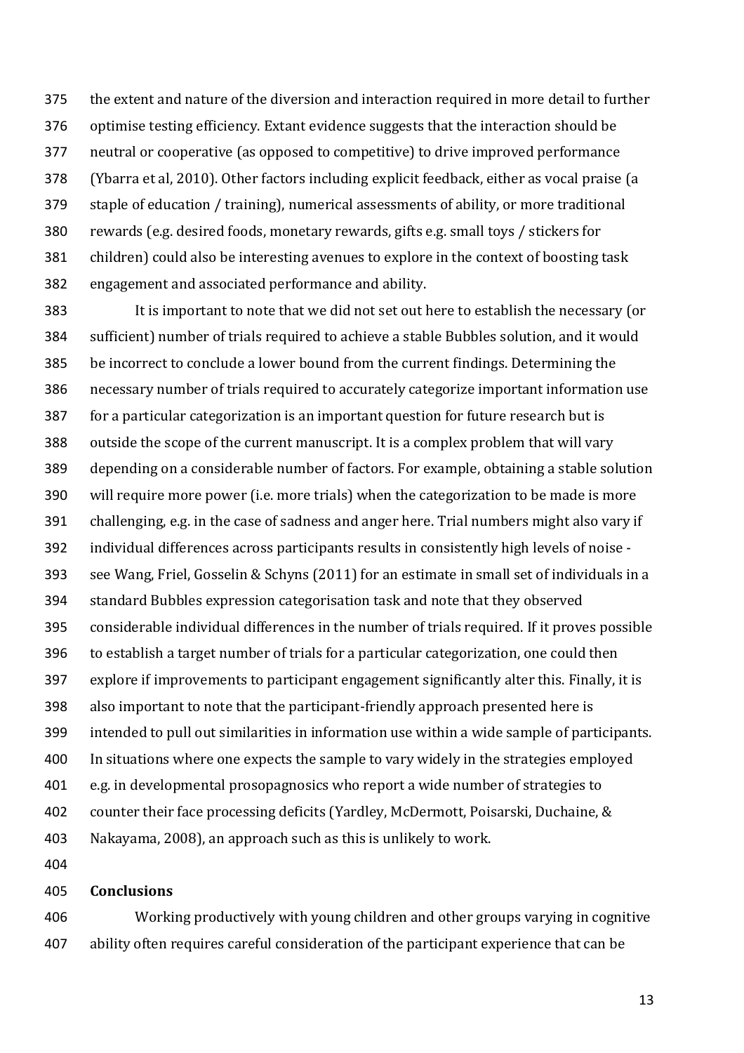the extent and nature of the diversion and interaction required in more detail to further optimise testing efficiency. Extant evidence suggests that the interaction should be neutral or cooperative (as opposed to competitive) to drive improved performance (Ybarra et al, 2010). Other factors including explicit feedback, either as vocal praise (a staple of education / training), numerical assessments of ability, or more traditional rewards (e.g. desired foods, monetary rewards, gifts e.g. small toys / stickers for children) could also be interesting avenues to explore in the context of boosting task engagement and associated performance and ability.

It is important to note that we did not set out here to establish the necessary (or sufficient) number of trials required to achieve a stable Bubbles solution, and it would be incorrect to conclude a lower bound from the current findings. Determining the necessary number of trials required to accurately categorize important information use for a particular categorization is an important question for future research but is outside the scope of the current manuscript. It is a complex problem that will vary depending on a considerable number of factors. For example, obtaining a stable solution will require more power (i.e. more trials) when the categorization to be made is more challenging, e.g. in the case of sadness and anger here. Trial numbers might also vary if individual differences across participants results in consistently high levels of noise - see Wang, Friel, Gosselin & Schyns (2011) for an estimate in small set of individuals in a standard Bubbles expression categorisation task and note that they observed considerable individual differences in the number of trials required. If it proves possible to establish a target number of trials for a particular categorization, one could then explore if improvements to participant engagement significantly alter this. Finally, it is also important to note that the participant-friendly approach presented here is intended to pull out similarities in information use within a wide sample of participants. In situations where one expects the sample to vary widely in the strategies employed e.g. in developmental prosopagnosics who report a wide number of strategies to counter their face processing deficits (Yardley, McDermott, Poisarski, Duchaine, & Nakayama, 2008), an approach such as this is unlikely to work.

## Conclusions

Working productively with young children and other groups varying in cognitive ability often requires careful consideration of the participant experience that can be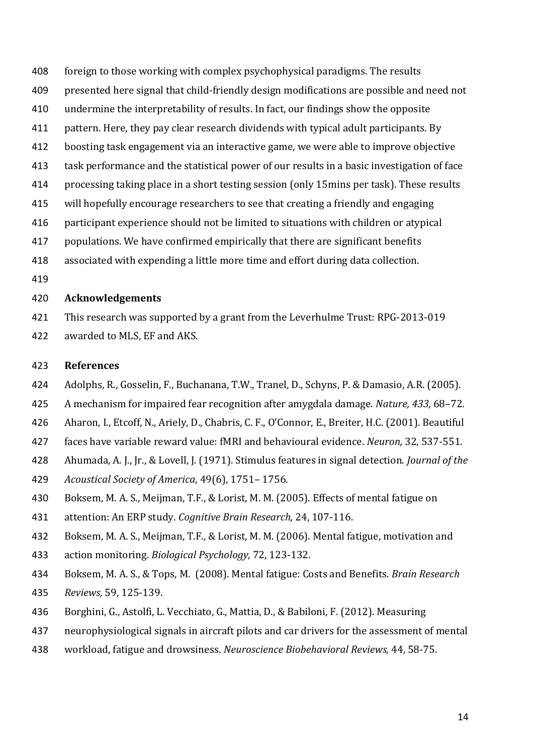foreign to those working with complex psychophysical paradigms. The results presented here signal that child-friendly design modifications are possible and need not undermine the interpretability of results. In fact, our findings show the opposite pattern. Here, they pay clear research dividends with typical adult participants. By boosting task engagement via an interactive game, we were able to improve objective task performance and the statistical power of our results in a basic investigation of face processing taking place in a short testing session (only 15mins per task). These results will hopefully encourage researchers to see that creating a friendly and engaging participant experience should not be limited to situations with children or atypical populations. We have confirmed empirically that there are significant benefits associated with expending a little more time and effort during data collection.

## Acknowledgements

This research was supported by a grant from the Leverhulme Trust: RPG-2013-019 awarded to MLS, EF and AKS.

## References

Adolphs, R., Gosselin, F., Buchanana, T.W., Tranel, D., Schyns, P. & Damasio, A.R. (2005). A mechanism for impaired fear recognition after amygdala damage. *Nature, 433,* 68–72.

Aharon, I., Etcoff, N., Ariely, D., Chabris, C. F., O'Connor, E., Breiter, H.C. (2001). Beautiful faces have variable reward value: fMRI and behavioural evidence. *Neuron,* 32, 537-551.

Ahumada, A. J., Jr., & Lovell, J. (1971). Stimulus features in signal detection. *Journal of the Acoustical Society of America*, 49(6), 1751– 1756.

Boksem, M. A. S., Meijman, T.F., & Lorist, M. M. (2005). Effects of mental fatigue on attention: An ERP study. *Cognitive Brain Research,* 24, 107-116.

Boksem, M. A. S., Meijman, T.F., & Lorist, M. M. (2006). Mental fatigue, motivation and action monitoring. *Biological Psychology,* 72, 123-132.

Boksem, M. A. S., & Tops, M. (2008). Mental fatigue: Costs and Benefits. *Brain Research Reviews,* 59, 125-139.

Borghini, G., Astolfi, L. Vecchiato, G., Mattia, D., & Babiloni, F. (2012). Measuring neurophysiological signals in aircraft pilots and car drivers for the assessment of mental workload, fatigue and drowsiness. *Neuroscience Biobehavioral Reviews,* 44, 58-75.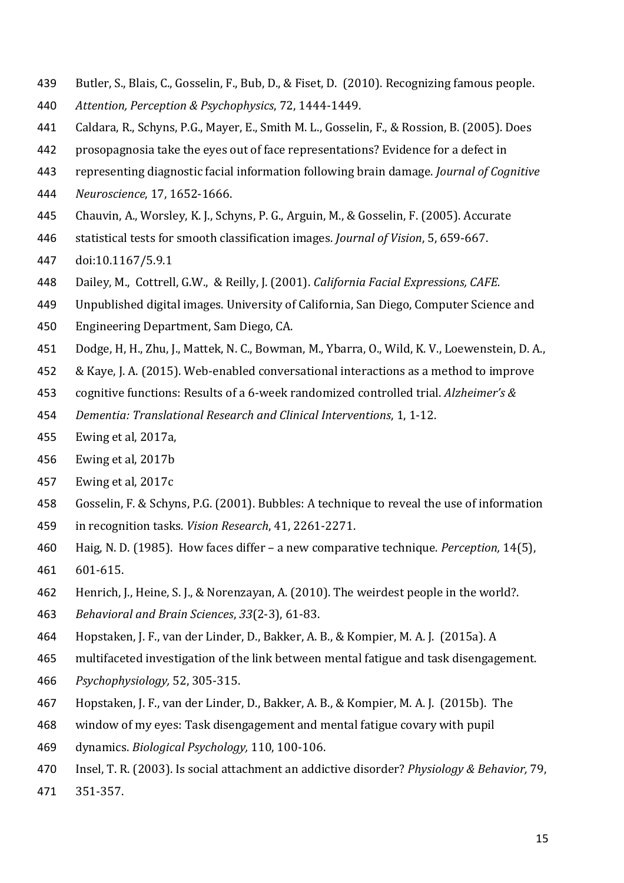Butler, S., Blais, C., Gosselin, F., Bub, D., & Fiset, D. (2010). Recognizing famous people. *Attention, Perception & Psychophysics*, 72, 1444-1449.

Caldara, R., Schyns, P.G., Mayer, E., Smith M. L., Gosselin, F., & Rossion, B. (2005). Does prosopagnosia take the eyes out of face representations? Evidence for a defect in representing diagnostic facial information following brain damage. *Journal of Cognitive Neuroscience*, 17, 1652-1666.

Chauvin, A., Worsley, K. J., Schyns, P. G., Arguin, M., & Gosselin, F. (2005). Accurate statistical tests for smooth classification images. *Journal of Vision*, 5, 659-667. doi:10.1167/5.9.1

Dailey, M., Cottrell, G.W., & Reilly, J. (2001). *California Facial Expressions, CAFE.* Unpublished digital images. University of California, San Diego, Computer Science and Engineering Department, Sam Diego, CA.

Dodge, H, H., Zhu, J., Mattek, N. C., Bowman, M., Ybarra, O., Wild, K. V., Loewenstein, D. A., & Kaye, J. A. (2015). Web-enabled conversational interactions as a method to improve cognitive functions: Results of a 6-week randomized controlled trial. *Alzheimer's & Dementia: Translational Research and Clinical Interventions*, 1, 1-12.

Ewing et al, 2017a,

Ewing et al, 2017b

Ewing et al, 2017c

Gosselin, F. & Schyns, P.G. (2001). Bubbles: A technique to reveal the use of information in recognition tasks. *Vision Research*, 41, 2261-2271.

Haig, N. D. (1985). How faces differ – a new comparative technique. *Perception,* 14(5), 601-615.

Henrich, J., Heine, S. J., & Norenzayan, A. (2010). The weirdest people in the world?. *Behavioral and Brain Sciences*, *33*(2-3), 61-83.

Hopstaken, J. F., van der Linder, D., Bakker, A. B., & Kompier, M. A. J. (2015a). A multifaceted investigation of the link between mental fatigue and task disengagement. *Psychophysiology,* 52, 305-315.

Hopstaken, J. F., van der Linder, D., Bakker, A. B., & Kompier, M. A. J. (2015b). The window of my eyes: Task disengagement and mental fatigue covary with pupil dynamics. *Biological Psychology,* 110, 100-106.

Insel, T. R. (2003). Is social attachment an addictive disorder? *Physiology & Behavior,* 79, 351-357.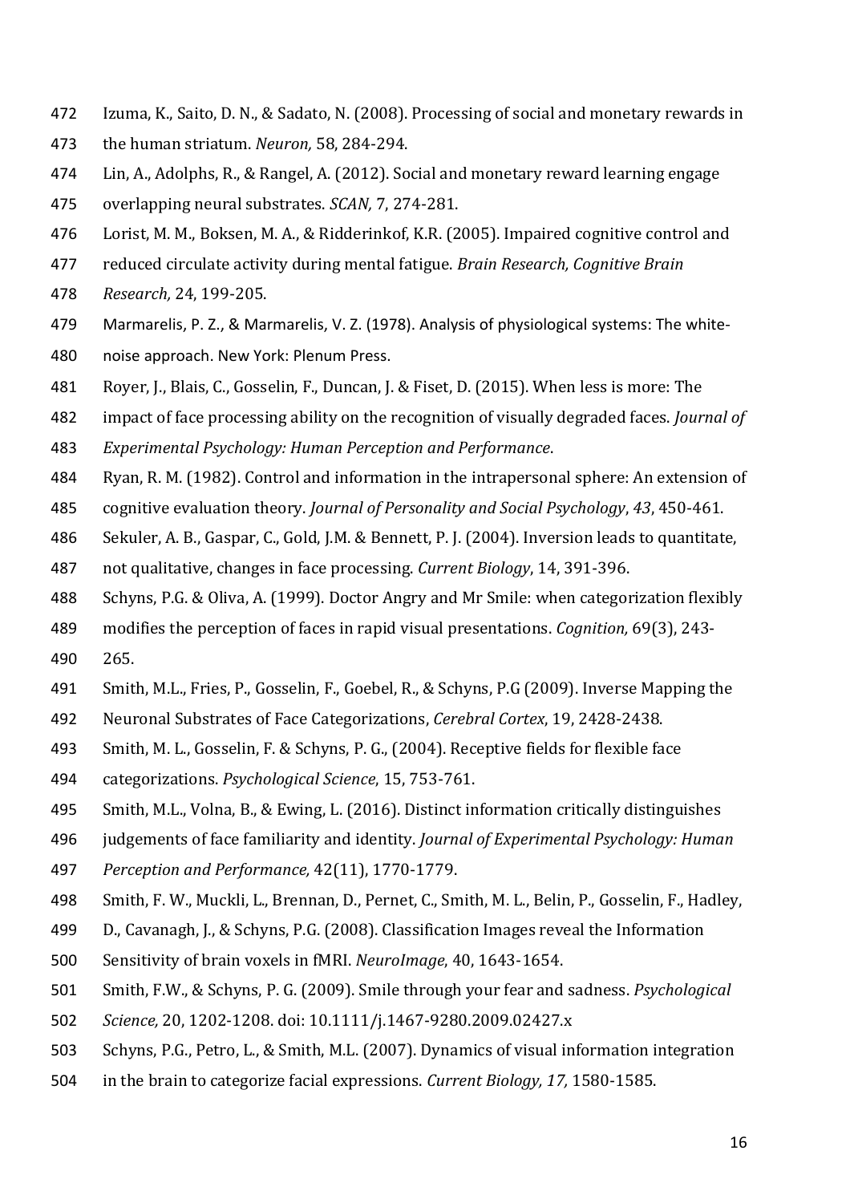Izuma, K., Saito, D. N., & Sadato, N. (2008). Processing of social and monetary rewards in the human striatum. *Neuron,* 58, 284-294.

Lin, A., Adolphs, R., & Rangel, A. (2012). Social and monetary reward learning engage overlapping neural substrates. *SCAN,* 7, 274-281.

Lorist, M. M., Boksen, M. A., & Ridderinkof, K.R. (2005). Impaired cognitive control and reduced circulate activity during mental fatigue. *Brain Research, Cognitive Brain Research,* 24, 199-205.

Marmarelis, P. Z., & Marmarelis, V. Z. (1978). Analysis of physiological systems: The white-noise approach. New York: Plenum Press.

Royer, J., Blais, C., Gosselin, F., Duncan, J. & Fiset, D. (2015). When less is more: The impact of face processing ability on the recognition of visually degraded faces. *Journal of Experimental Psychology: Human Perception and Performance*.

Ryan, R. M. (1982). Control and information in the intrapersonal sphere: An extension of cognitive evaluation theory. *Journal of Personality and Social Psychology*, *43*, 450-461.

Sekuler, A. B., Gaspar, C., Gold, J.M. & Bennett, P. J. (2004). Inversion leads to quantitate, not qualitative, changes in face processing. *Current Biology*, 14, 391-396.

Schyns, P.G. & Oliva, A. (1999). Doctor Angry and Mr Smile: when categorization flexibly modifies the perception of faces in rapid visual presentations. *Cognition,* 69(3), 243-265.

Smith, M.L., Fries, P., Gosselin, F., Goebel, R., & Schyns, P.G (2009). Inverse Mapping the Neuronal Substrates of Face Categorizations, *Cerebral Cortex*, 19, 2428-2438.

Smith, M. L., Gosselin, F. & Schyns, P. G., (2004). Receptive fields for flexible face categorizations. *Psychological Science*, 15, 753-761.

Smith, M.L., Volna, B., & Ewing, L. (2016). Distinct information critically distinguishes judgements of face familiarity and identity. *Journal of Experimental Psychology: Human Perception and Performance,* 42(11), 1770-1779.

Smith, F. W., Muckli, L., Brennan, D., Pernet, C., Smith, M. L., Belin, P., Gosselin, F., Hadley, D., Cavanagh, J., & Schyns, P.G. (2008). Classification Images reveal the Information Sensitivity of brain voxels in fMRI. *NeuroImage*, 40, 1643-1654.

Smith, F.W., & Schyns, P. G. (2009). Smile through your fear and sadness. *Psychological Science,* 20, 1202-1208. doi: 10.1111/j.1467-9280.2009.02427.x

Schyns, P.G., Petro, L., & Smith, M.L. (2007). Dynamics of visual information integration in the brain to categorize facial expressions. *Current Biology, 17,* 1580-1585.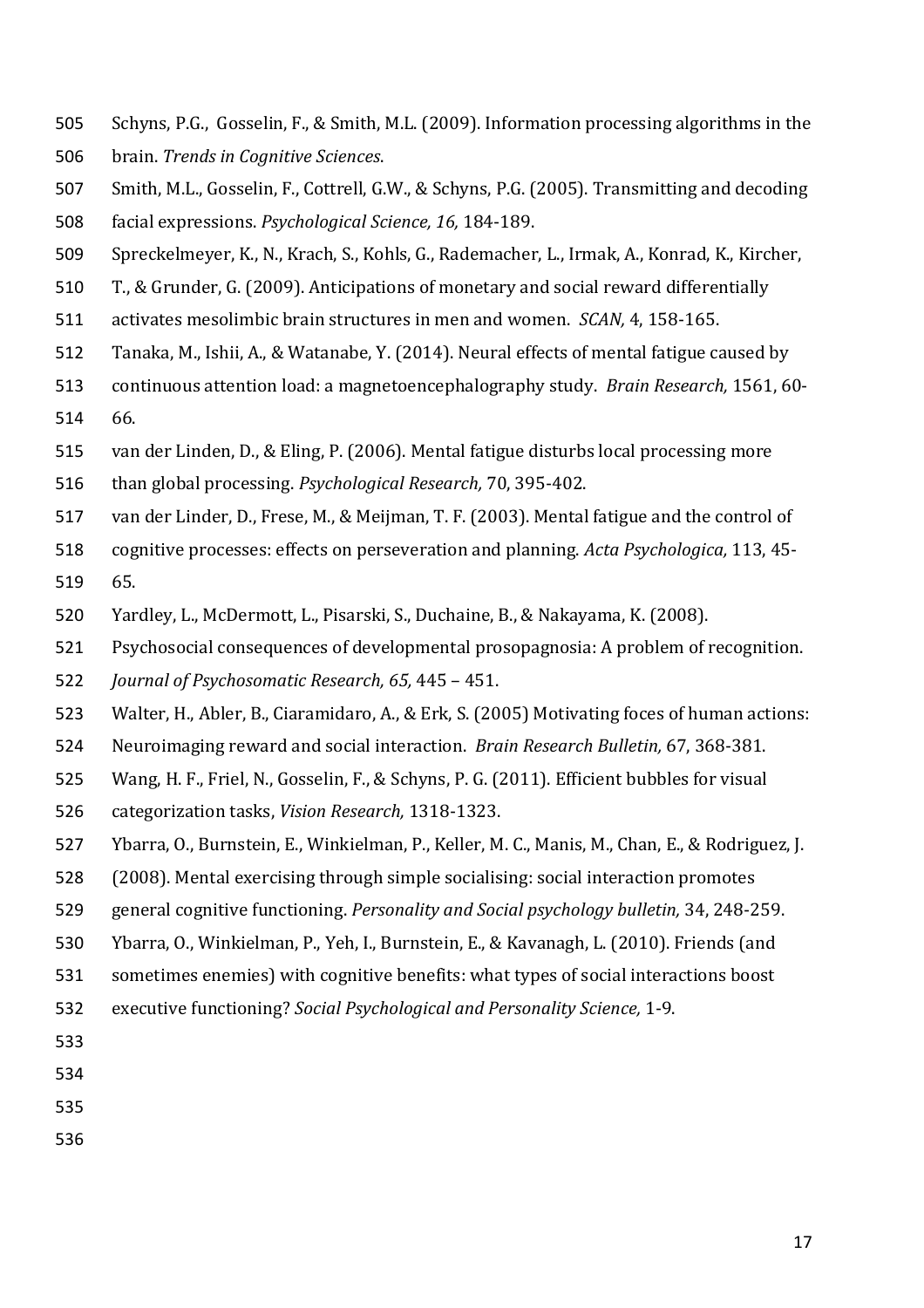Schyns, P.G., Gosselin, F., & Smith, M.L. (2009). Information processing algorithms in the brain. *Trends in Cognitive Sciences*.

Smith, M.L., Gosselin, F., Cottrell, G.W., & Schyns, P.G. (2005). Transmitting and decoding facial expressions. *Psychological Science, 16,* 184-189.

Spreckelmeyer, K., N., Krach, S., Kohls, G., Rademacher, L., Irmak, A., Konrad, K., Kircher, T., & Grunder, G. (2009). Anticipations of monetary and social reward differentially activates mesolimbic brain structures in men and women. *SCAN,* 4, 158-165.

Tanaka, M., Ishii, A., & Watanabe, Y. (2014). Neural effects of mental fatigue caused by continuous attention load: a magnetoencephalography study. *Brain Research,* 1561, 60-66.

van der Linden, D., & Eling, P. (2006). Mental fatigue disturbs local processing more than global processing. *Psychological Research,* 70, 395-402.

van der Linder, D., Frese, M., & Meijman, T. F. (2003). Mental fatigue and the control of cognitive processes: effects on perseveration and planning. *Acta Psychologica,* 113, 45-65.

Yardley, L., McDermott, L., Pisarski, S., Duchaine, B., & Nakayama, K. (2008). Psychosocial consequences of developmental prosopagnosia: A problem of recognition. *Journal of Psychosomatic Research, 65,* 445 – 451.

Walter, H., Abler, B., Ciaramidaro, A., & Erk, S. (2005) Motivating foces of human actions: Neuroimaging reward and social interaction. *Brain Research Bulletin,* 67, 368-381.

Wang, H. F., Friel, N., Gosselin, F., & Schyns, P. G. (2011). Efficient bubbles for visual categorization tasks, *Vision Research,* 1318-1323.

Ybarra, O., Burnstein, E., Winkielman, P., Keller, M. C., Manis, M., Chan, E., & Rodriguez, J. (2008). Mental exercising through simple socialising: social interaction promotes general cognitive functioning. *Personality and Social psychology bulletin,* 34, 248-259.

Ybarra, O., Winkielman, P., Yeh, I., Burnstein, E., & Kavanagh, L. (2010). Friends (and sometimes enemies) with cognitive benefits: what types of social interactions boost executive functioning? *Social Psychological and Personality Science,* 1-9.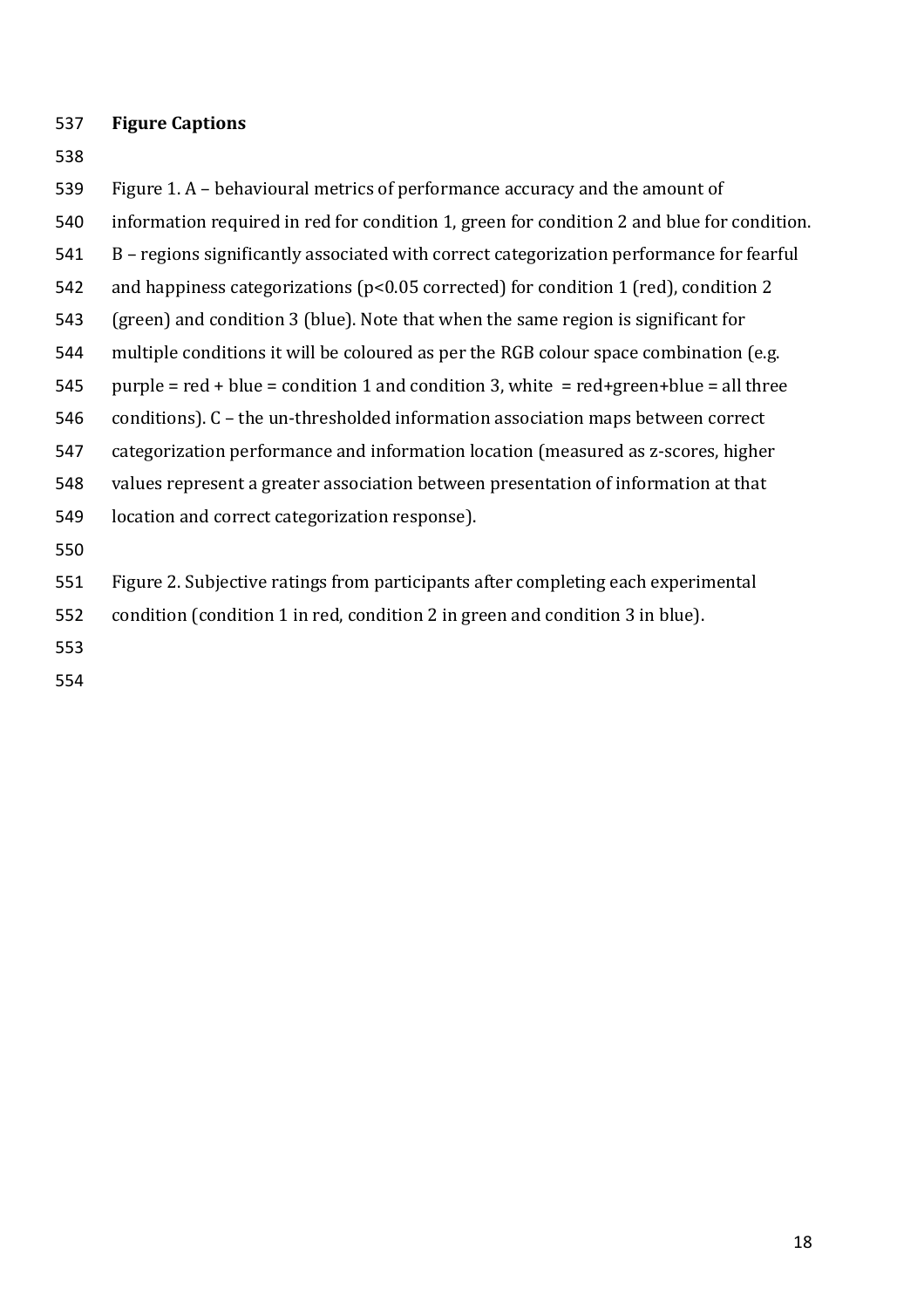## Figure Captions

Figure 1. A – behavioural metrics of performance accuracy and the amount of information required in red for condition 1, green for condition 2 and blue for condition. B – regions significantly associated with correct categorization performance for fearful and happiness categorizations ($p<0.05$ corrected) for condition 1 (red), condition 2 (green) and condition 3 (blue). Note that when the same region is significant for multiple conditions it will be coloured as per the RGB colour space combination (e.g. purple = red + blue = condition 1 and condition 3, white = red+green+blue = all three conditions). C – the un-thresholded information association maps between correct categorization performance and information location (measured as z-scores, higher values represent a greater association between presentation of information at that location and correct categorization response).

Figure 2. Subjective ratings from participants after completing each experimental condition (condition 1 in red, condition 2 in green and condition 3 in blue).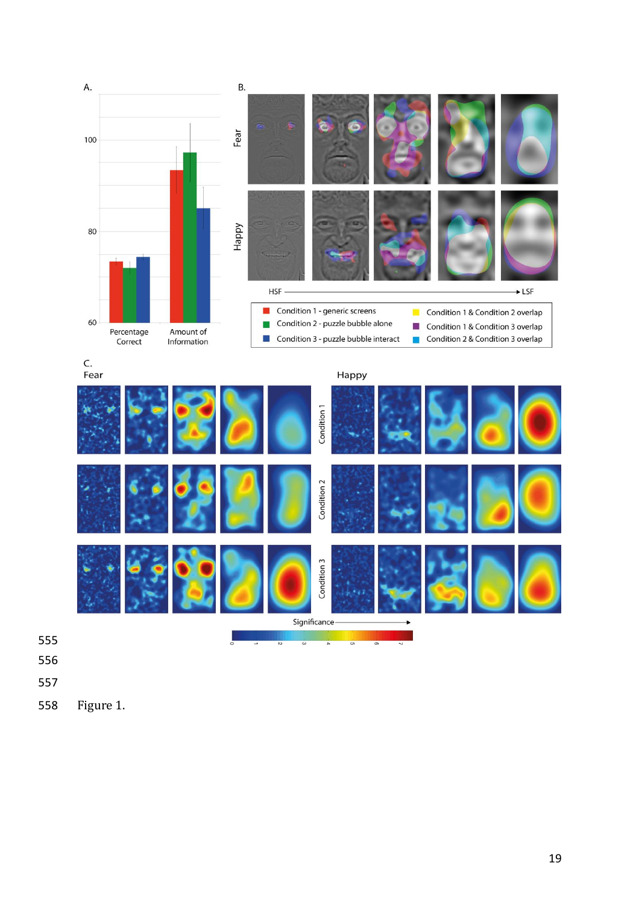Figure 1.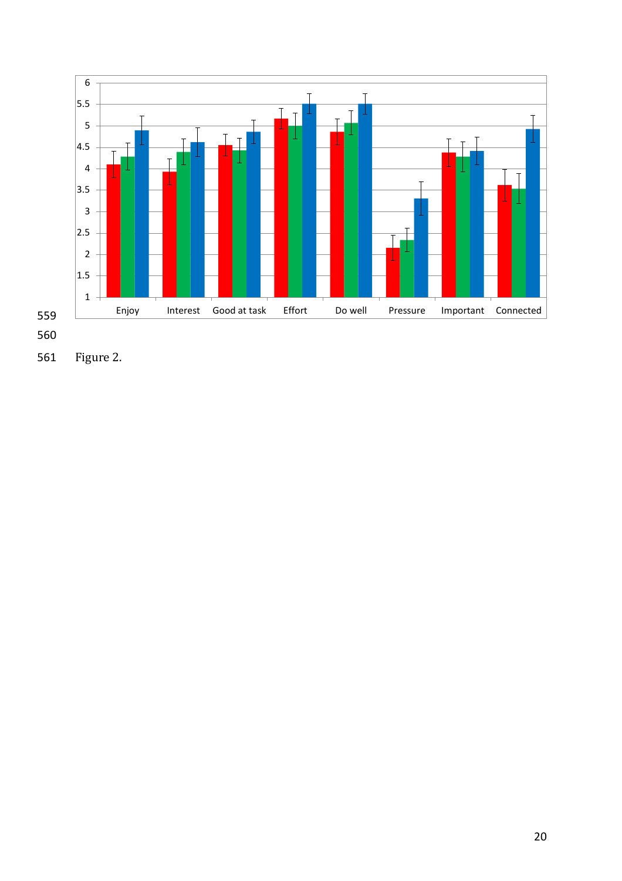6
5.5
5
4.5
4
3.5
3
2.5
2
1.5
1

Enjoy
Interest
Good at task
Effort
Do well
Pressure
Important
Connected

Figure 2.